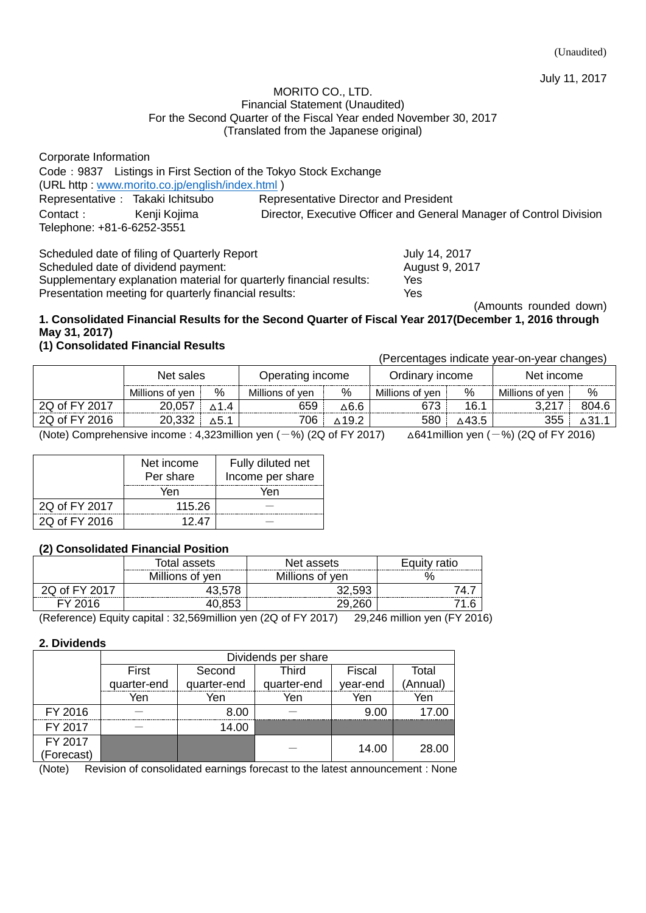(Unaudited)

July 11, 2017

MORITO CO., LTD.
Financial Statement (Unaudited)
For the Second Quarter of the Fiscal Year ended November 30, 2017
(Translated from the Japanese original)

Corporate Information
Code：9837　Listings in First Section of the Tokyo Stock Exchange
(URL http : www.morito.co.jp/english/index.html )
Representative： Takaki Ichitsubo　　Representative Director and President
Contact： Kenji Kojima　　Director, Executive Officer and General Manager of Control Division
Telephone: +81-6-6252-3551

| | |
|---|---|
| Scheduled date of filing of Quarterly Report | July 14, 2017 |
| Scheduled date of dividend payment: | August 9, 2017 |
| Supplementary explanation material for quarterly financial results: | Yes |
| Presentation meeting for quarterly financial results: | Yes |

(Amounts rounded down)

**1. Consolidated Financial Results for the Second Quarter of Fiscal Year 2017(December 1, 2016 through May 31, 2017)**

**(1) Consolidated Financial Results**

(Percentages indicate year-on-year changes)

| | Net sales | | Operating income | | Ordinary income | | Net income | |
|---|---|---|---|---|---|---|---|---|
| | Millions of yen | % | Millions of yen | % | Millions of yen | % | Millions of yen | % |
| 2Q of FY 2017 | 20,057 | △1.4 | 659 | △6.6 | 673 | 16.1 | 3,217 | 804.6 |
| 2Q of FY 2016 | 20,332 | △5.1 | 706 | △19.2 | 580 | △43.5 | 355 | △31.1 |

(Note) Comprehensive income : 4,323million yen (－%) (2Q of FY 2017)　　△641million yen (－%) (2Q of FY 2016)

| | Net income Per share | Fully diluted net Income per share |
|---|---|---|
| | Yen | Yen |
| 2Q of FY 2017 | 115.26 | － |
| 2Q of FY 2016 | 12.47 | － |

**(2) Consolidated Financial Position**

| | Total assets | Net assets | Equity ratio |
|---|---|---|---|
| | Millions of yen | Millions of yen | % |
| 2Q of FY 2017 | 43,578 | 32,593 | 74.7 |
| FY 2016 | 40,853 | 29,260 | 71.6 |

(Reference) Equity capital : 32,569million yen (2Q of FY 2017)　　29,246 million yen (FY 2016)

**2. Dividends**

| | Dividends per share | | | | |
|---|---|---|---|---|---|
| | First quarter-end | Second quarter-end | Third quarter-end | Fiscal year-end | Total (Annual) |
| | Yen | Yen | Yen | Yen | Yen |
| FY 2016 | － | 8.00 | － | 9.00 | 17.00 |
| FY 2017 | － | 14.00 | | | |
| FY 2017 (Forecast) | | | － | 14.00 | 28.00 |

(Note)　Revision of consolidated earnings forecast to the latest announcement : None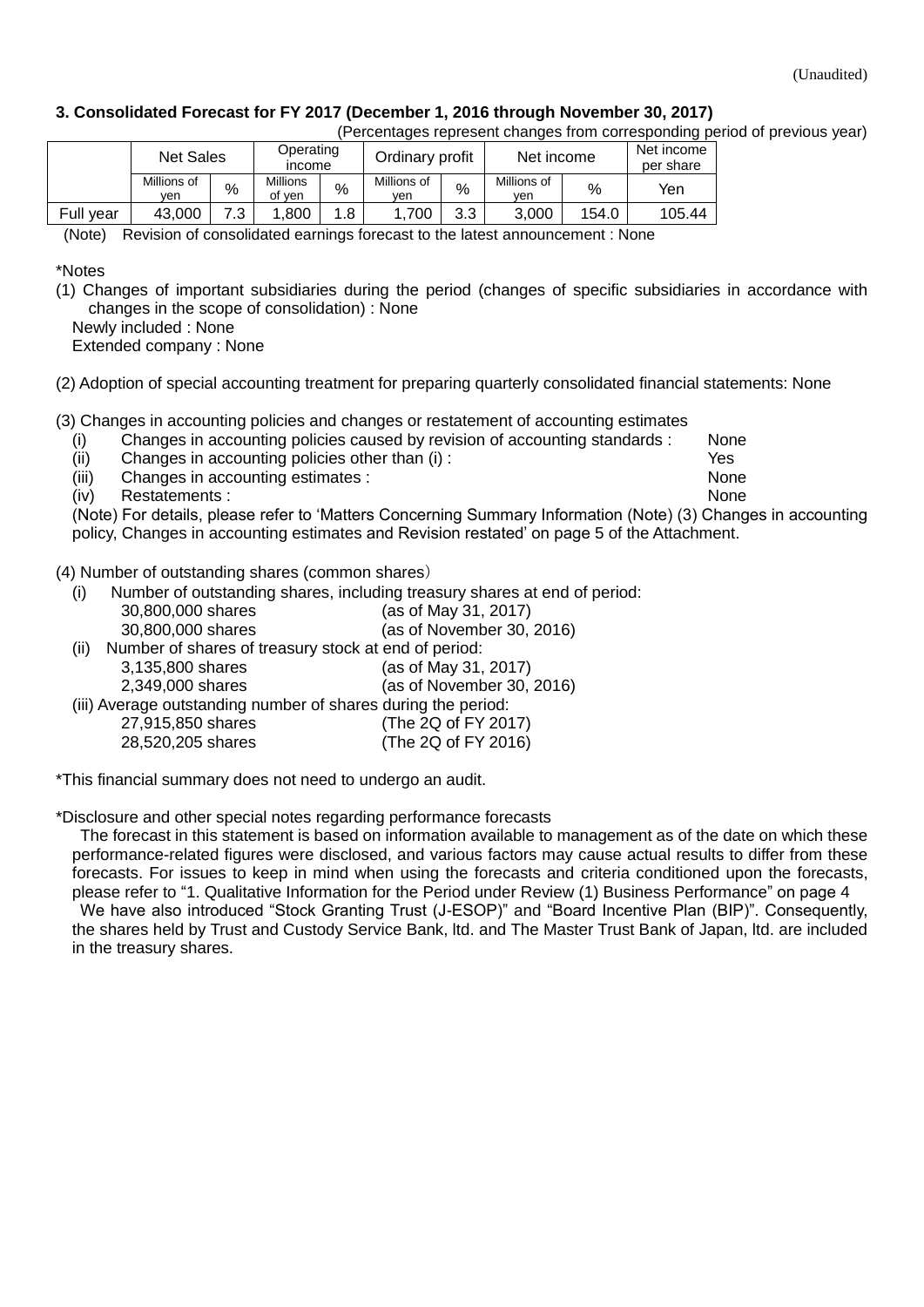(Unaudited)

### 3. Consolidated Forecast for FY 2017 (December 1, 2016 through November 30, 2017)

(Percentages represent changes from corresponding period of previous year)

| | Net Sales | | Operating income | | Ordinary profit | | Net income | | Net income per share |
|---|---|---|---|---|---|---|---|---|---|
| | Millions of yen | % | Millions of yen | % | Millions of yen | % | Millions of yen | % | Yen |
| Full year | 43,000 | 7.3 | 1,800 | 1.8 | 1,700 | 3.3 | 3,000 | 154.0 | 105.44 |

(Note) Revision of consolidated earnings forecast to the latest announcement : None

*Notes

(1) Changes of important subsidiaries during the period (changes of specific subsidiaries in accordance with changes in the scope of consolidation) : None
Newly included : None
Extended company : None

(2) Adoption of special accounting treatment for preparing quarterly consolidated financial statements: None

(3) Changes in accounting policies and changes or restatement of accounting estimates

- (i) Changes in accounting policies caused by revision of accounting standards : None
- (ii) Changes in accounting policies other than (i) : Yes
- (iii) Changes in accounting estimates : None
- (iv) Restatements : None

(Note) For details, please refer to 'Matters Concerning Summary Information (Note) (3) Changes in accounting policy, Changes in accounting estimates and Revision restated' on page 5 of the Attachment.

(4) Number of outstanding shares (common shares)

(i) Number of outstanding shares, including treasury shares at end of period:
30,800,000 shares (as of May 31, 2017)
30,800,000 shares (as of November 30, 2016)

(ii) Number of shares of treasury stock at end of period:
3,135,800 shares (as of May 31, 2017)
2,349,000 shares (as of November 30, 2016)

(iii) Average outstanding number of shares during the period:
27,915,850 shares (The 2Q of FY 2017)
28,520,205 shares (The 2Q of FY 2016)

*This financial summary does not need to undergo an audit.

*Disclosure and other special notes regarding performance forecasts

The forecast in this statement is based on information available to management as of the date on which these performance-related figures were disclosed, and various factors may cause actual results to differ from these forecasts. For issues to keep in mind when using the forecasts and criteria conditioned upon the forecasts, please refer to "1. Qualitative Information for the Period under Review (1) Business Performance" on page 4

We have also introduced "Stock Granting Trust (J-ESOP)" and "Board Incentive Plan (BIP)". Consequently, the shares held by Trust and Custody Service Bank, ltd. and The Master Trust Bank of Japan, ltd. are included in the treasury shares.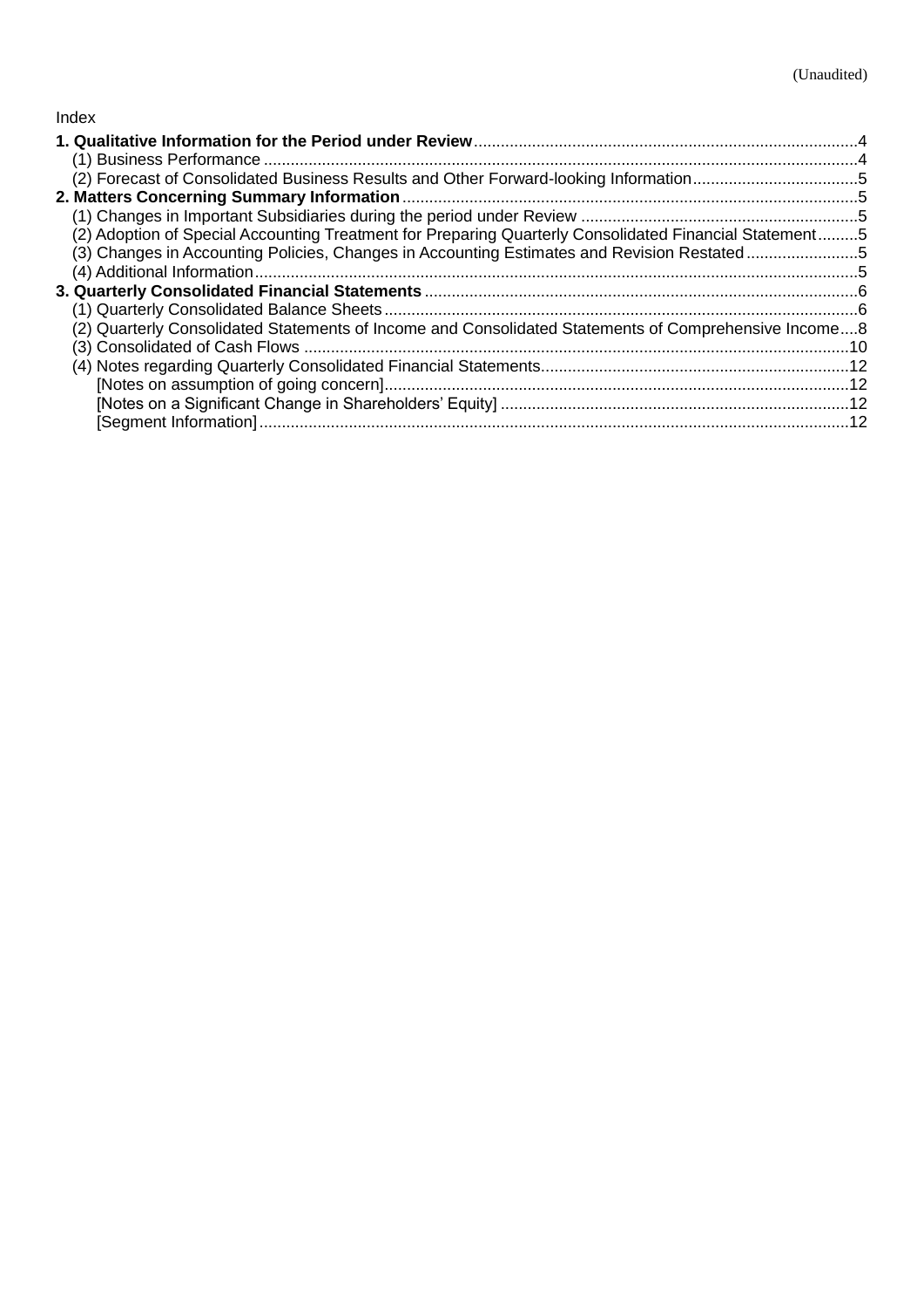(Unaudited)

Index

**1. Qualitative Information for the Period under Review** ..... 4
- (1) Business Performance ..... 4
- (2) Forecast of Consolidated Business Results and Other Forward-looking Information ..... 5

**2. Matters Concerning Summary Information** ..... 5
- (1) Changes in Important Subsidiaries during the period under Review ..... 5
- (2) Adoption of Special Accounting Treatment for Preparing Quarterly Consolidated Financial Statement ..... 5
- (3) Changes in Accounting Policies, Changes in Accounting Estimates and Revision Restated ..... 5
- (4) Additional Information ..... 5

**3. Quarterly Consolidated Financial Statements** ..... 6
- (1) Quarterly Consolidated Balance Sheets ..... 6
- (2) Quarterly Consolidated Statements of Income and Consolidated Statements of Comprehensive Income ..... 8
- (3) Consolidated of Cash Flows ..... 10
- (4) Notes regarding Quarterly Consolidated Financial Statements ..... 12
  - [Notes on assumption of going concern] ..... 12
  - [Notes on a Significant Change in Shareholders' Equity] ..... 12
  - [Segment Information] ..... 12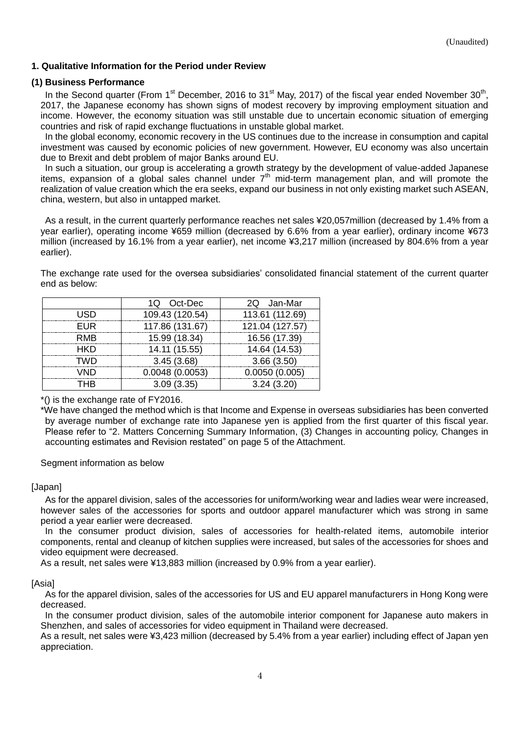(Unaudited)

### 1. Qualitative Information for the Period under Review

#### (1) Business Performance

In the Second quarter (From 1st December, 2016 to 31st May, 2017) of the fiscal year ended November 30th, 2017, the Japanese economy has shown signs of modest recovery by improving employment situation and income. However, the economy situation was still unstable due to uncertain economic situation of emerging countries and risk of rapid exchange fluctuations in unstable global market.

In the global economy, economic recovery in the US continues due to the increase in consumption and capital investment was caused by economic policies of new government. However, EU economy was also uncertain due to Brexit and debt problem of major Banks around EU.

In such a situation, our group is accelerating a growth strategy by the development of value-added Japanese items, expansion of a global sales channel under 7th mid-term management plan, and will promote the realization of value creation which the era seeks, expand our business in not only existing market such ASEAN, china, western, but also in untapped market.

As a result, in the current quarterly performance reaches net sales ¥20,057million (decreased by 1.4% from a year earlier), operating income ¥659 million (decreased by 6.6% from a year earlier), ordinary income ¥673 million (increased by 16.1% from a year earlier), net income ¥3,217 million (increased by 804.6% from a year earlier).

The exchange rate used for the oversea subsidiaries' consolidated financial statement of the current quarter end as below:

| | 1Q Oct-Dec | 2Q Jan-Mar |
|---|---|---|
| USD | 109.43 (120.54) | 113.61 (112.69) |
| EUR | 117.86 (131.67) | 121.04 (127.57) |
| RMB | 15.99 (18.34) | 16.56 (17.39) |
| HKD | 14.11 (15.55) | 14.64 (14.53) |
| TWD | 3.45 (3.68) | 3.66 (3.50) |
| VND | 0.0048 (0.0053) | 0.0050 (0.005) |
| THB | 3.09 (3.35) | 3.24 (3.20) |

*() is the exchange rate of FY2016.

*We have changed the method which is that Income and Expense in overseas subsidiaries has been converted by average number of exchange rate into Japanese yen is applied from the first quarter of this fiscal year. Please refer to "2. Matters Concerning Summary Information, (3) Changes in accounting policy, Changes in accounting estimates and Revision restated" on page 5 of the Attachment.

Segment information as below

[Japan]

As for the apparel division, sales of the accessories for uniform/working wear and ladies wear were increased, however sales of the accessories for sports and outdoor apparel manufacturer which was strong in same period a year earlier were decreased.

In the consumer product division, sales of accessories for health-related items, automobile interior components, rental and cleanup of kitchen supplies were increased, but sales of the accessories for shoes and video equipment were decreased.

As a result, net sales were ¥13,883 million (increased by 0.9% from a year earlier).

[Asia]

As for the apparel division, sales of the accessories for US and EU apparel manufacturers in Hong Kong were decreased.

In the consumer product division, sales of the automobile interior component for Japanese auto makers in Shenzhen, and sales of accessories for video equipment in Thailand were decreased.

As a result, net sales were ¥3,423 million (decreased by 5.4% from a year earlier) including effect of Japan yen appreciation.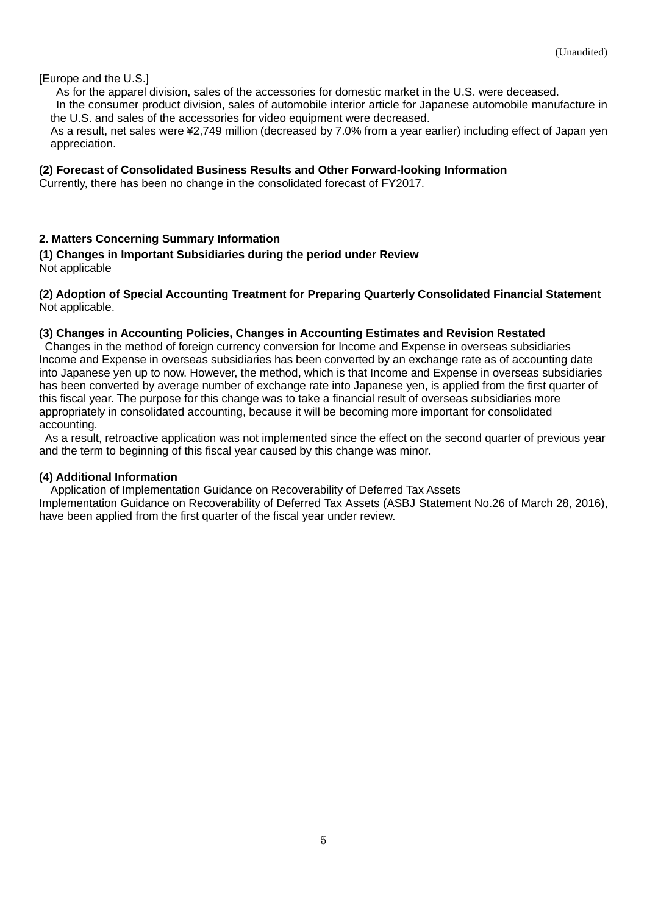(Unaudited)

[Europe and the U.S.]

As for the apparel division, sales of the accessories for domestic market in the U.S. were deceased.

In the consumer product division, sales of automobile interior article for Japanese automobile manufacture in the U.S. and sales of the accessories for video equipment were decreased.

As a result, net sales were ¥2,749 million (decreased by 7.0% from a year earlier) including effect of Japan yen appreciation.

**(2) Forecast of Consolidated Business Results and Other Forward-looking Information**

Currently, there has been no change in the consolidated forecast of FY2017.

## 2. Matters Concerning Summary Information

**(1) Changes in Important Subsidiaries during the period under Review**

Not applicable

**(2) Adoption of Special Accounting Treatment for Preparing Quarterly Consolidated Financial Statement**

Not applicable.

**(3) Changes in Accounting Policies, Changes in Accounting Estimates and Revision Restated**

Changes in the method of foreign currency conversion for Income and Expense in overseas subsidiaries

Income and Expense in overseas subsidiaries has been converted by an exchange rate as of accounting date into Japanese yen up to now. However, the method, which is that Income and Expense in overseas subsidiaries has been converted by average number of exchange rate into Japanese yen, is applied from the first quarter of this fiscal year. The purpose for this change was to take a financial result of overseas subsidiaries more appropriately in consolidated accounting, because it will be becoming more important for consolidated accounting.

As a result, retroactive application was not implemented since the effect on the second quarter of previous year and the term to beginning of this fiscal year caused by this change was minor.

**(4) Additional Information**

Application of Implementation Guidance on Recoverability of Deferred Tax Assets

Implementation Guidance on Recoverability of Deferred Tax Assets (ASBJ Statement No.26 of March 28, 2016), have been applied from the first quarter of the fiscal year under review.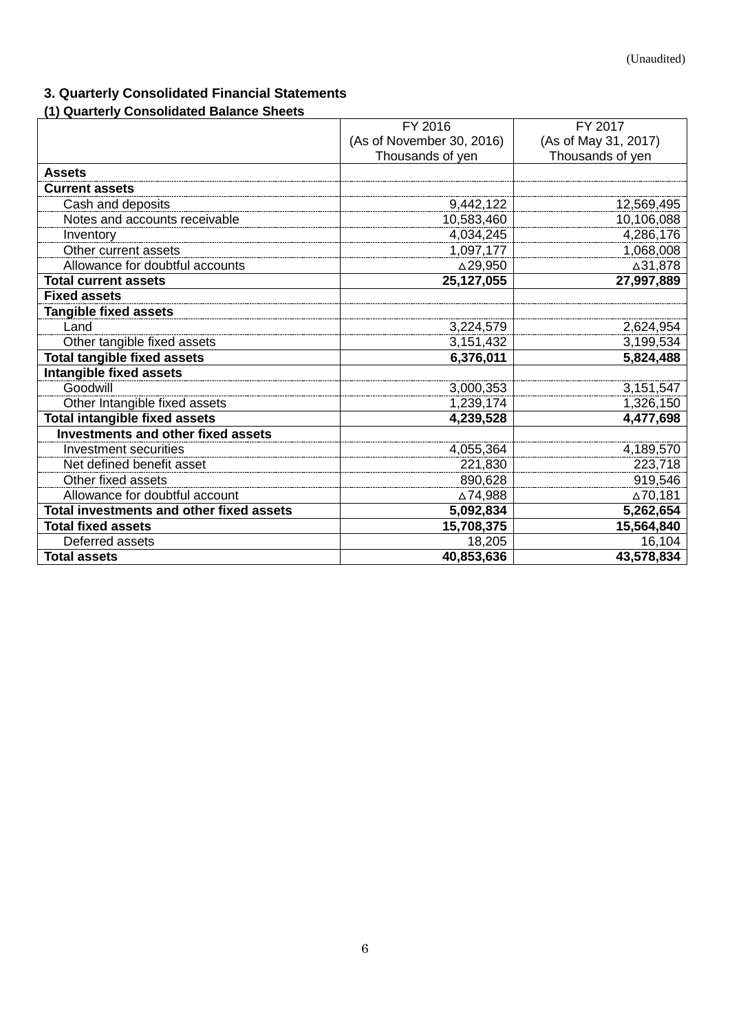(Unaudited)

### 3. Quarterly Consolidated Financial Statements

#### (1) Quarterly Consolidated Balance Sheets

| | FY 2016<br>(As of November 30, 2016)<br>Thousands of yen | FY 2017<br>(As of May 31, 2017)<br>Thousands of yen |
|---|---|---|
| **Assets** | | |
| **Current assets** | | |
| Cash and deposits | 9,442,122 | 12,569,495 |
| Notes and accounts receivable | 10,583,460 | 10,106,088 |
| Inventory | 4,034,245 | 4,286,176 |
| Other current assets | 1,097,177 | 1,068,008 |
| Allowance for doubtful accounts | △29,950 | △31,878 |
| **Total current assets** | **25,127,055** | **27,997,889** |
| **Fixed assets** | | |
| **Tangible fixed assets** | | |
| Land | 3,224,579 | 2,624,954 |
| Other tangible fixed assets | 3,151,432 | 3,199,534 |
| **Total tangible fixed assets** | **6,376,011** | **5,824,488** |
| **Intangible fixed assets** | | |
| Goodwill | 3,000,353 | 3,151,547 |
| Other Intangible fixed assets | 1,239,174 | 1,326,150 |
| **Total intangible fixed assets** | **4,239,528** | **4,477,698** |
| **Investments and other fixed assets** | | |
| Investment securities | 4,055,364 | 4,189,570 |
| Net defined benefit asset | 221,830 | 223,718 |
| Other fixed assets | 890,628 | 919,546 |
| Allowance for doubtful account | △74,988 | △70,181 |
| **Total investments and other fixed assets** | **5,092,834** | **5,262,654** |
| **Total fixed assets** | **15,708,375** | **15,564,840** |
| Deferred assets | 18,205 | 16,104 |
| **Total assets** | **40,853,636** | **43,578,834** |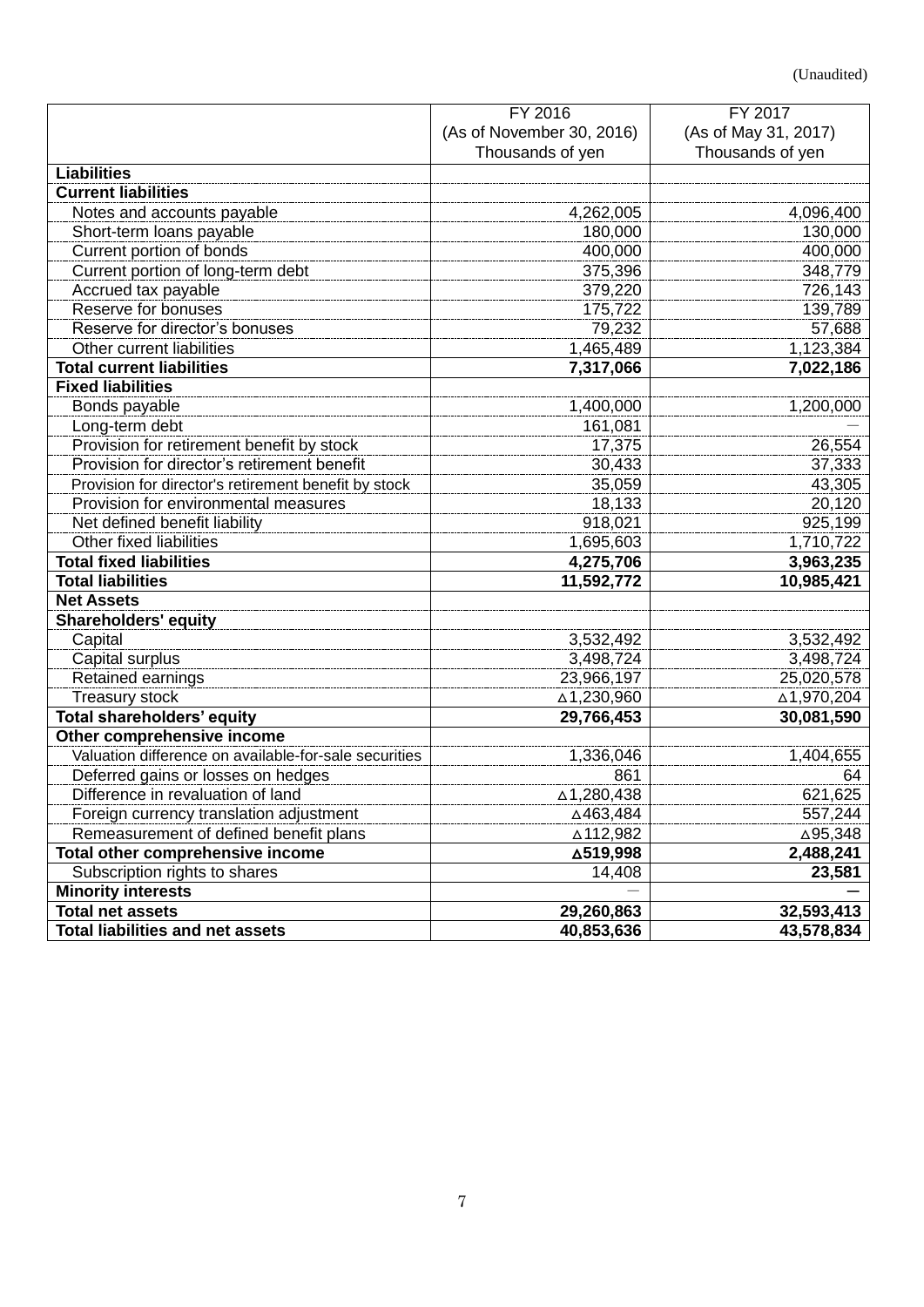(Unaudited)

| | FY 2016 (As of November 30, 2016) Thousands of yen | FY 2017 (As of May 31, 2017) Thousands of yen |
|---|---|---|
| **Liabilities** | | |
| **Current liabilities** | | |
| Notes and accounts payable | 4,262,005 | 4,096,400 |
| Short-term loans payable | 180,000 | 130,000 |
| Current portion of bonds | 400,000 | 400,000 |
| Current portion of long-term debt | 375,396 | 348,779 |
| Accrued tax payable | 379,220 | 726,143 |
| Reserve for bonuses | 175,722 | 139,789 |
| Reserve for director's bonuses | 79,232 | 57,688 |
| Other current liabilities | 1,465,489 | 1,123,384 |
| **Total current liabilities** | **7,317,066** | **7,022,186** |
| **Fixed liabilities** | | |
| Bonds payable | 1,400,000 | 1,200,000 |
| Long-term debt | 161,081 | — |
| Provision for retirement benefit by stock | 17,375 | 26,554 |
| Provision for director's retirement benefit | 30,433 | 37,333 |
| Provision for director's retirement benefit by stock | 35,059 | 43,305 |
| Provision for environmental measures | 18,133 | 20,120 |
| Net defined benefit liability | 918,021 | 925,199 |
| Other fixed liabilities | 1,695,603 | 1,710,722 |
| **Total fixed liabilities** | **4,275,706** | **3,963,235** |
| **Total liabilities** | **11,592,772** | **10,985,421** |
| **Net Assets** | | |
| **Shareholders' equity** | | |
| Capital | 3,532,492 | 3,532,492 |
| Capital surplus | 3,498,724 | 3,498,724 |
| Retained earnings | 23,966,197 | 25,020,578 |
| Treasury stock | △1,230,960 | △1,970,204 |
| **Total shareholders' equity** | **29,766,453** | **30,081,590** |
| **Other comprehensive income** | | |
| Valuation difference on available-for-sale securities | 1,336,046 | 1,404,655 |
| Deferred gains or losses on hedges | 861 | 64 |
| Difference in revaluation of land | △1,280,438 | 621,625 |
| Foreign currency translation adjustment | △463,484 | 557,244 |
| Remeasurement of defined benefit plans | △112,982 | △95,348 |
| **Total other comprehensive income** | **△519,998** | **2,488,241** |
| Subscription rights to shares | 14,408 | **23,581** |
| **Minority interests** | — | **—** |
| **Total net assets** | **29,260,863** | **32,593,413** |
| **Total liabilities and net assets** | **40,853,636** | **43,578,834** |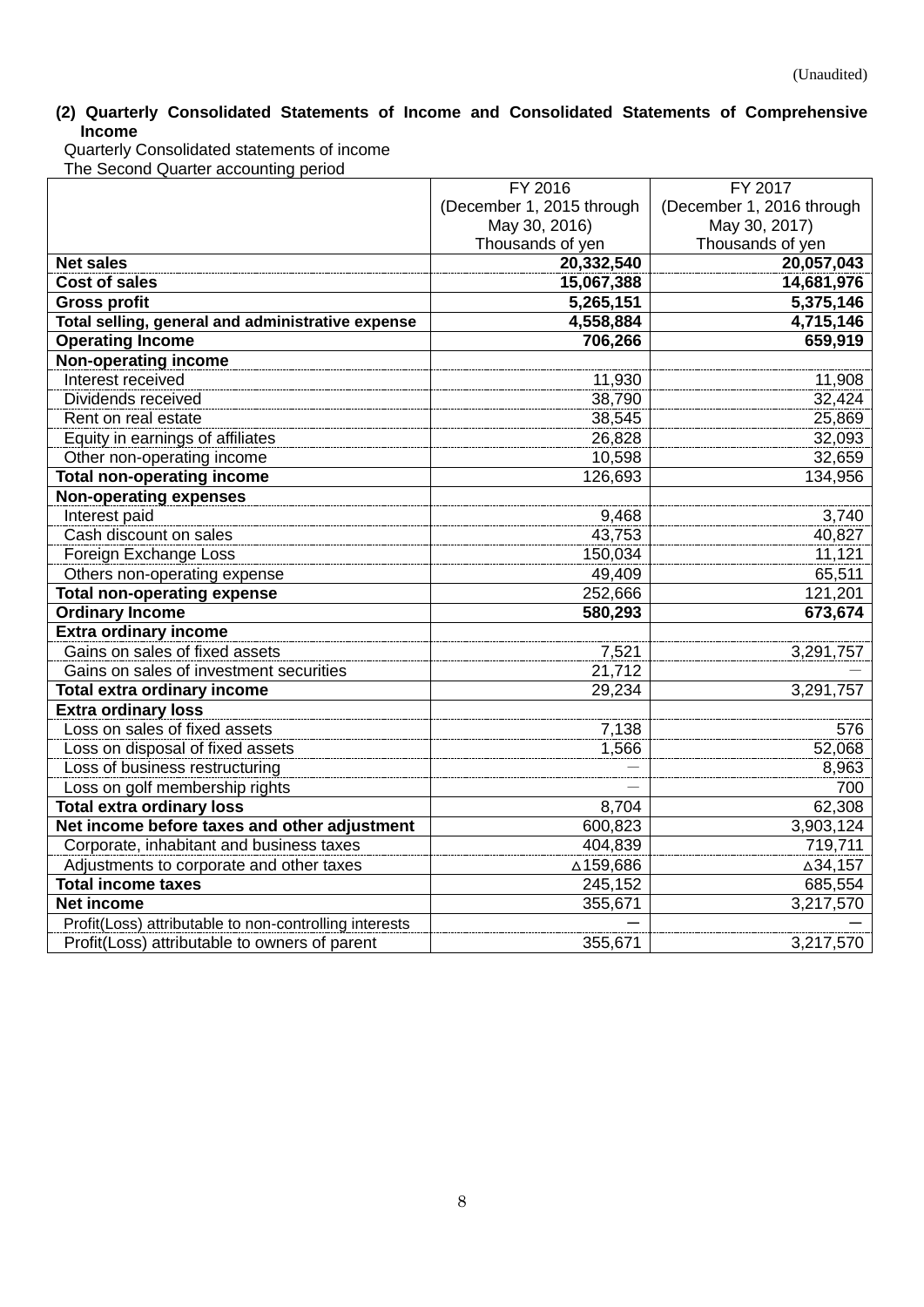(Unaudited)

## (2) Quarterly Consolidated Statements of Income and Consolidated Statements of Comprehensive Income

Quarterly Consolidated statements of income

The Second Quarter accounting period

| | FY 2016 (December 1, 2015 through May 30, 2016) Thousands of yen | FY 2017 (December 1, 2016 through May 30, 2017) Thousands of yen |
|---|---|---|
| **Net sales** | **20,332,540** | **20,057,043** |
| **Cost of sales** | **15,067,388** | **14,681,976** |
| **Gross profit** | **5,265,151** | **5,375,146** |
| **Total selling, general and administrative expense** | **4,558,884** | **4,715,146** |
| **Operating Income** | **706,266** | **659,919** |
| **Non-operating income** | | |
| Interest received | 11,930 | 11,908 |
| Dividends received | 38,790 | 32,424 |
| Rent on real estate | 38,545 | 25,869 |
| Equity in earnings of affiliates | 26,828 | 32,093 |
| Other non-operating income | 10,598 | 32,659 |
| **Total non-operating income** | 126,693 | 134,956 |
| **Non-operating expenses** | | |
| Interest paid | 9,468 | 3,740 |
| Cash discount on sales | 43,753 | 40,827 |
| Foreign Exchange Loss | 150,034 | 11,121 |
| Others non-operating expense | 49,409 | 65,511 |
| **Total non-operating expense** | 252,666 | 121,201 |
| **Ordinary Income** | **580,293** | **673,674** |
| **Extra ordinary income** | | |
| Gains on sales of fixed assets | 7,521 | 3,291,757 |
| Gains on sales of investment securities | 21,712 | － |
| **Total extra ordinary income** | 29,234 | 3,291,757 |
| **Extra ordinary loss** | | |
| Loss on sales of fixed assets | 7,138 | 576 |
| Loss on disposal of fixed assets | 1,566 | 52,068 |
| Loss of business restructuring | － | 8,963 |
| Loss on golf membership rights | － | 700 |
| **Total extra ordinary loss** | 8,704 | 62,308 |
| **Net income before taxes and other adjustment** | 600,823 | 3,903,124 |
| Corporate, inhabitant and business taxes | 404,839 | 719,711 |
| Adjustments to corporate and other taxes | △159,686 | △34,157 |
| **Total income taxes** | 245,152 | 685,554 |
| **Net income** | 355,671 | 3,217,570 |
| Profit(Loss) attributable to non-controlling interests | － | － |
| Profit(Loss) attributable to owners of parent | 355,671 | 3,217,570 |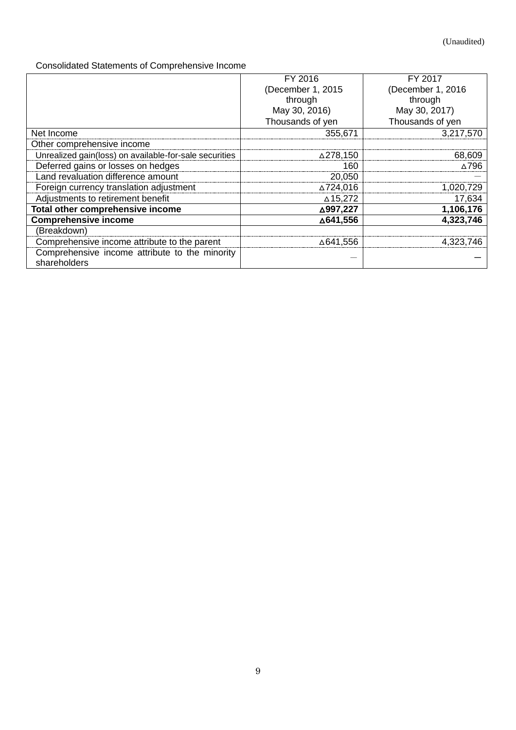(Unaudited)

Consolidated Statements of Comprehensive Income

| | FY 2016 (December 1, 2015 through May 30, 2016) Thousands of yen | FY 2017 (December 1, 2016 through May 30, 2017) Thousands of yen |
|---|---|---|
| Net Income | 355,671 | 3,217,570 |
| Other comprehensive income | | |
| Unrealized gain(loss) on available-for-sale securities | △278,150 | 68,609 |
| Deferred gains or losses on hedges | 160 | △796 |
| Land revaluation difference amount | 20,050 | － |
| Foreign currency translation adjustment | △724,016 | 1,020,729 |
| Adjustments to retirement benefit | △15,272 | 17,634 |
| **Total other comprehensive income** | **△997,227** | **1,106,176** |
| **Comprehensive income** | **△641,556** | **4,323,746** |
| (Breakdown) | | |
| Comprehensive income attribute to the parent | △641,556 | 4,323,746 |
| Comprehensive income attribute to the minority shareholders | － | － |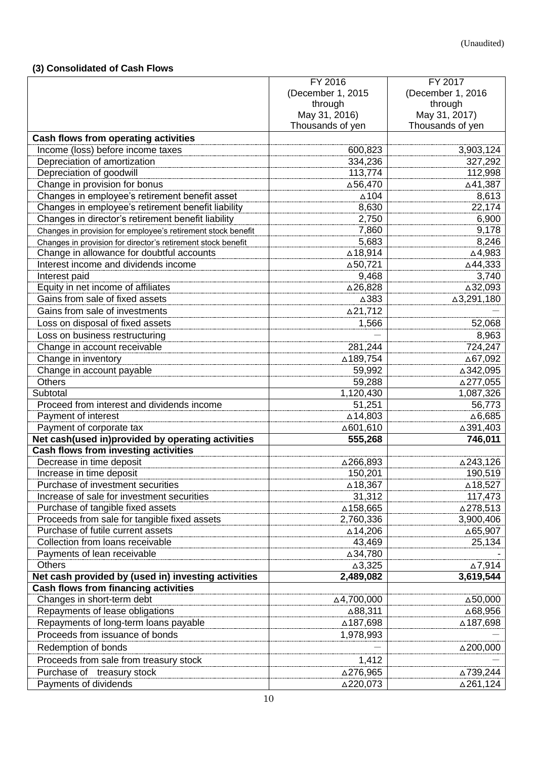(Unaudited)

### (3) Consolidated of Cash Flows

| | FY 2016 (December 1, 2015 through May 31, 2016) Thousands of yen | FY 2017 (December 1, 2016 through May 31, 2017) Thousands of yen |
|---|---|---|
| **Cash flows from operating activities** | | |
| Income (loss) before income taxes | 600,823 | 3,903,124 |
| Depreciation of amortization | 334,236 | 327,292 |
| Depreciation of goodwill | 113,774 | 112,998 |
| Change in provision for bonus | △56,470 | △41,387 |
| Changes in employee's retirement benefit asset | △104 | 8,613 |
| Changes in employee's retirement benefit liability | 8,630 | 22,174 |
| Changes in director's retirement benefit liability | 2,750 | 6,900 |
| Changes in provision for employee's retirement stock benefit | 7,860 | 9,178 |
| Changes in provision for director's retirement stock benefit | 5,683 | 8,246 |
| Change in allowance for doubtful accounts | △18,914 | △4,983 |
| Interest income and dividends income | △50,721 | △44,333 |
| Interest paid | 9,468 | 3,740 |
| Equity in net income of affiliates | △26,828 | △32,093 |
| Gains from sale of fixed assets | △383 | △3,291,180 |
| Gains from sale of investments | △21,712 | ― |
| Loss on disposal of fixed assets | 1,566 | 52,068 |
| Loss on business restructuring | ― | 8,963 |
| Change in account receivable | 281,244 | 724,247 |
| Change in inventory | △189,754 | △67,092 |
| Change in account payable | 59,992 | △342,095 |
| Others | 59,288 | △277,055 |
| Subtotal | 1,120,430 | 1,087,326 |
| Proceed from interest and dividends income | 51,251 | 56,773 |
| Payment of interest | △14,803 | △6,685 |
| Payment of corporate tax | △601,610 | △391,403 |
| **Net cash(used in)provided by operating activities** | **555,268** | **746,011** |
| **Cash flows from investing activities** | | |
| Decrease in time deposit | △266,893 | △243,126 |
| Increase in time deposit | 150,201 | 190,519 |
| Purchase of investment securities | △18,367 | △18,527 |
| Increase of sale for investment securities | 31,312 | 117,473 |
| Purchase of tangible fixed assets | △158,665 | △278,513 |
| Proceeds from sale for tangible fixed assets | 2,760,336 | 3,900,406 |
| Purchase of futile current assets | △14,206 | △65,907 |
| Collection from loans receivable | 43,469 | 25,134 |
| Payments of lean receivable | △34,780 | - |
| Others | △3,325 | △7,914 |
| **Net cash provided by (used in) investing activities** | **2,489,082** | **3,619,544** |
| **Cash flows from financing activities** | | |
| Changes in short-term debt | △4,700,000 | △50,000 |
| Repayments of lease obligations | △88,311 | △68,956 |
| Repayments of long-term loans payable | △187,698 | △187,698 |
| Proceeds from issuance of bonds | 1,978,993 | ― |
| Redemption of bonds | ― | △200,000 |
| Proceeds from sale from treasury stock | 1,412 | ― |
| Purchase of treasury stock | △276,965 | △739,244 |
| Payments of dividends | △220,073 | △261,124 |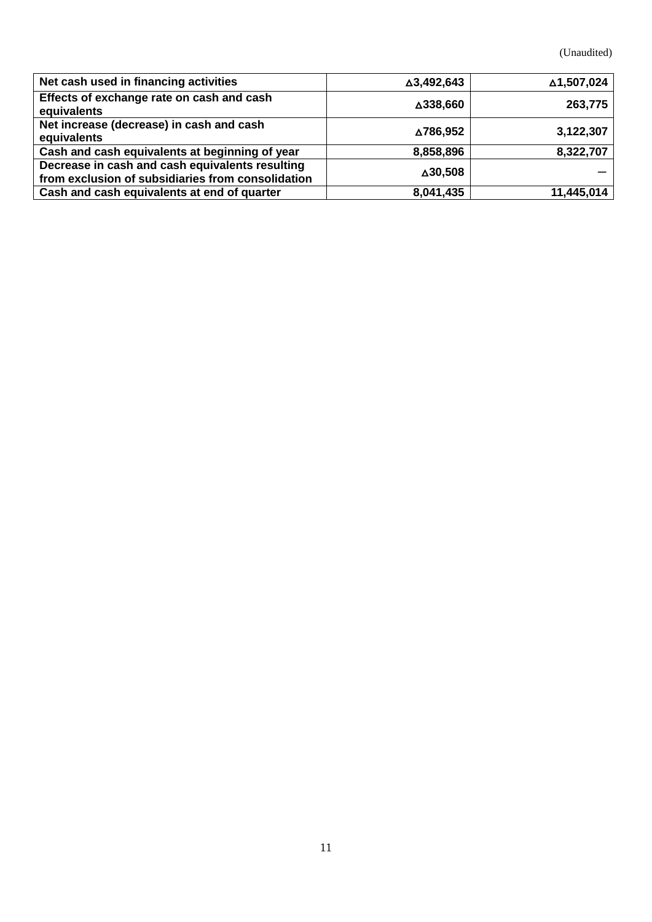(Unaudited)

| Net cash used in financing activities | △3,492,643 | △1,507,024 |
|---|---|---|
| Effects of exchange rate on cash and cash equivalents | △338,660 | 263,775 |
| Net increase (decrease) in cash and cash equivalents | △786,952 | 3,122,307 |
| Cash and cash equivalents at beginning of year | 8,858,896 | 8,322,707 |
| Decrease in cash and cash equivalents resulting from exclusion of subsidiaries from consolidation | △30,508 | — |
| Cash and cash equivalents at end of quarter | 8,041,435 | 11,445,014 |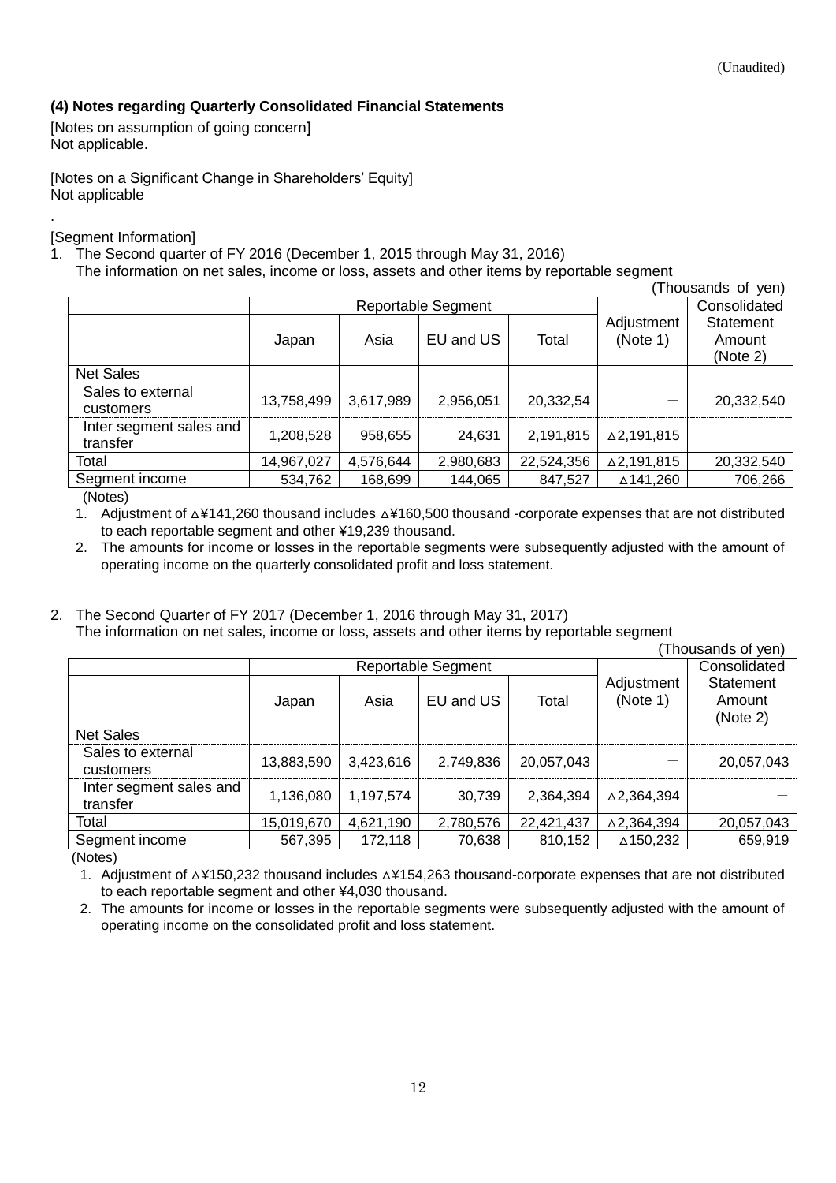(Unaudited)

### (4) Notes regarding Quarterly Consolidated Financial Statements

[Notes on assumption of going concern]
Not applicable.

[Notes on a Significant Change in Shareholders' Equity]
Not applicable

.

[Segment Information]

1. The Second quarter of FY 2016 (December 1, 2015 through May 31, 2016)
   The information on net sales, income or loss, assets and other items by reportable segment

(Thousands of yen)

| | Reportable Segment | | | | Adjustment (Note 1) | Consolidated Statement Amount (Note 2) |
|---|---|---|---|---|---|---|
| | Japan | Asia | EU and US | Total | | |
| Net Sales | | | | | | |
| Sales to external customers | 13,758,499 | 3,617,989 | 2,956,051 | 20,332,54 | — | 20,332,540 |
| Inter segment sales and transfer | 1,208,528 | 958,655 | 24,631 | 2,191,815 | △2,191,815 | — |
| Total | 14,967,027 | 4,576,644 | 2,980,683 | 22,524,356 | △2,191,815 | 20,332,540 |
| Segment income | 534,762 | 168,699 | 144,065 | 847,527 | △141,260 | 706,266 |

(Notes)

1. Adjustment of △¥141,260 thousand includes △¥160,500 thousand -corporate expenses that are not distributed to each reportable segment and other ¥19,239 thousand.
2. The amounts for income or losses in the reportable segments were subsequently adjusted with the amount of operating income on the quarterly consolidated profit and loss statement.

2. The Second Quarter of FY 2017 (December 1, 2016 through May 31, 2017)
   The information on net sales, income or loss, assets and other items by reportable segment

(Thousands of yen)

| | Reportable Segment | | | | Adjustment (Note 1) | Consolidated Statement Amount (Note 2) |
|---|---|---|---|---|---|---|
| | Japan | Asia | EU and US | Total | | |
| Net Sales | | | | | | |
| Sales to external customers | 13,883,590 | 3,423,616 | 2,749,836 | 20,057,043 | — | 20,057,043 |
| Inter segment sales and transfer | 1,136,080 | 1,197,574 | 30,739 | 2,364,394 | △2,364,394 | — |
| Total | 15,019,670 | 4,621,190 | 2,780,576 | 22,421,437 | △2,364,394 | 20,057,043 |
| Segment income | 567,395 | 172,118 | 70,638 | 810,152 | △150,232 | 659,919 |

(Notes)

1. Adjustment of △¥150,232 thousand includes △¥154,263 thousand-corporate expenses that are not distributed to each reportable segment and other ¥4,030 thousand.
2. The amounts for income or losses in the reportable segments were subsequently adjusted with the amount of operating income on the consolidated profit and loss statement.